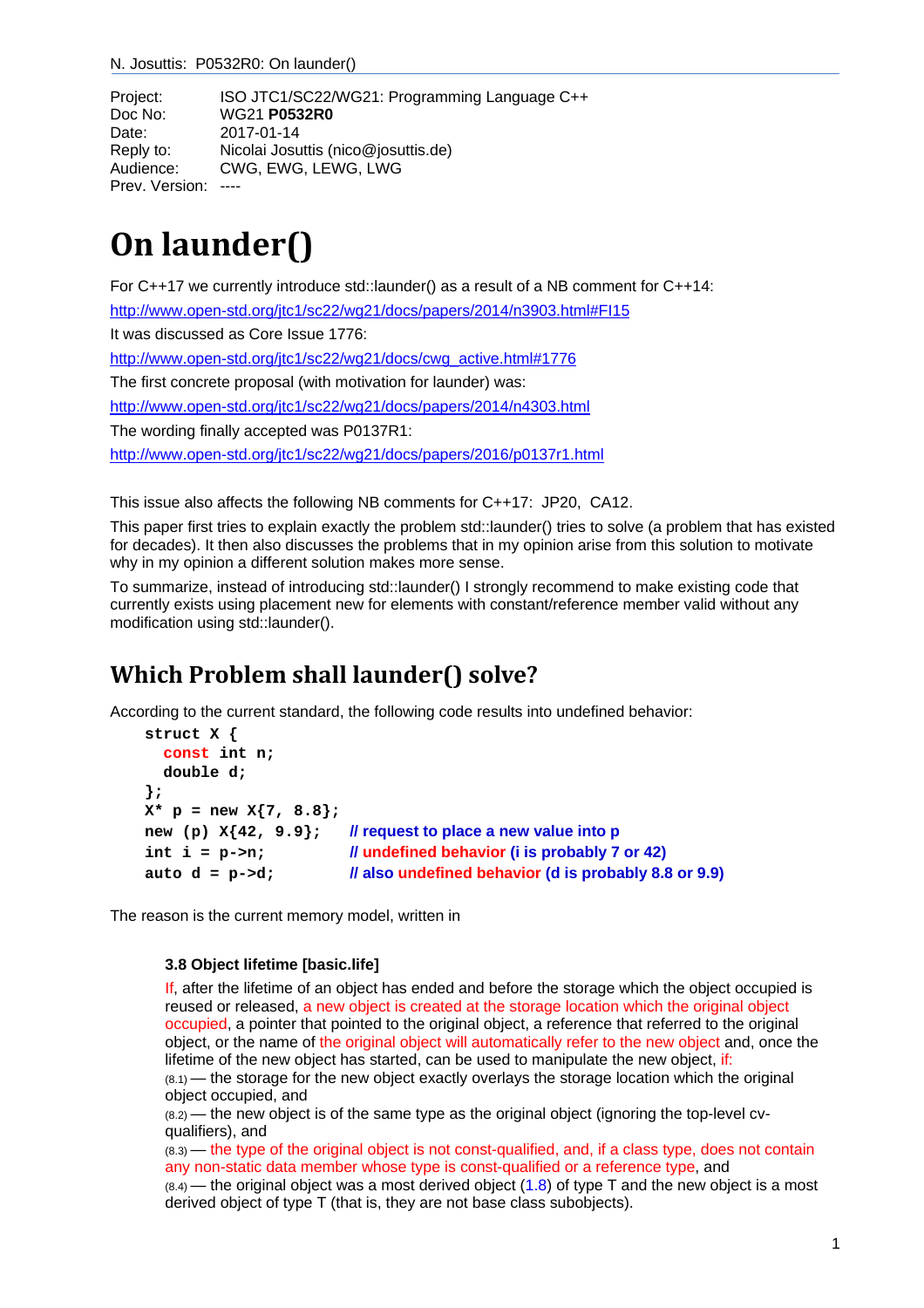| | |
|---|---|
| Project: | ISO JTC1/SC22/WG21: Programming Language C++ |
| Doc No: | WG21 **P0532R0** |
| Date: | 2017-01-14 |
| Reply to: | Nicolai Josuttis (nico@josuttis.de) |
| Audience: | CWG, EWG, LEWG, LWG |
| Prev. Version: | ---- |

# On launder()

For C++17 we currently introduce std::launder() as a result of a NB comment for C++14:

http://www.open-std.org/jtc1/sc22/wg21/docs/papers/2014/n3903.html#FI15

It was discussed as Core Issue 1776:

http://www.open-std.org/jtc1/sc22/wg21/docs/cwg_active.html#1776

The first concrete proposal (with motivation for launder) was:

http://www.open-std.org/jtc1/sc22/wg21/docs/papers/2014/n4303.html

The wording finally accepted was P0137R1:

http://www.open-std.org/jtc1/sc22/wg21/docs/papers/2016/p0137r1.html

This issue also affects the following NB comments for C++17: JP20, CA12.

This paper first tries to explain exactly the problem std::launder() tries to solve (a problem that has existed for decades). It then also discusses the problems that in my opinion arise from this solution to motivate why in my opinion a different solution makes more sense.

To summarize, instead of introducing std::launder() I strongly recommend to make existing code that currently exists using placement new for elements with constant/reference member valid without any modification using std::launder().

## Which Problem shall launder() solve?

According to the current standard, the following code results into undefined behavior:

```
struct X {
  const int n;
  double d;
};
X* p = new X{7, 8.8};
new (p) X{42, 9.9};   // request to place a new value into p
int i = p->n;         // undefined behavior (i is probably 7 or 42)
auto d = p->d;        // also undefined behavior (d is probably 8.8 or 9.9)
```

The reason is the current memory model, written in

**3.8 Object lifetime [basic.life]**

If, after the lifetime of an object has ended and before the storage which the object occupied is reused or released, a new object is created at the storage location which the original object occupied, a pointer that pointed to the original object, a reference that referred to the original object, or the name of the original object will automatically refer to the new object and, once the lifetime of the new object has started, can be used to manipulate the new object, if:

(8.1) — the storage for the new object exactly overlays the storage location which the original object occupied, and

(8.2) — the new object is of the same type as the original object (ignoring the top-level cv-qualifiers), and

(8.3) — the type of the original object is not const-qualified, and, if a class type, does not contain any non-static data member whose type is const-qualified or a reference type, and

(8.4) — the original object was a most derived object (1.8) of type T and the new object is a most derived object of type T (that is, they are not base class subobjects).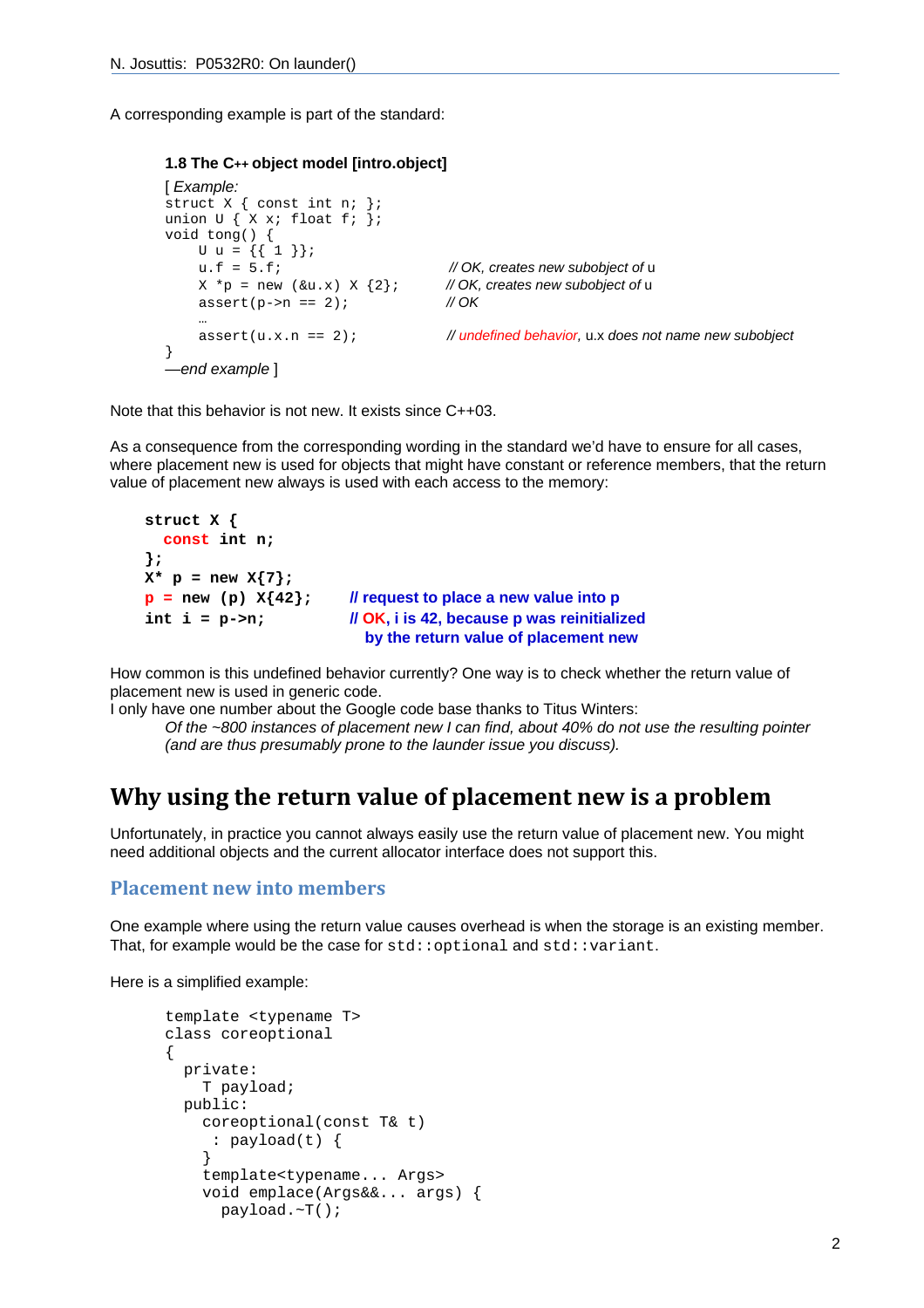A corresponding example is part of the standard:

**1.8 The C++ object model [intro.object]**

[ *Example:*

```
struct X { const int n; };
union U { X x; float f; };
void tong() {
    U u = {{ 1 }};
    u.f = 5.f;                  // OK, creates new subobject of u
    X *p = new (&u.x) X {2};    // OK, creates new subobject of u
    assert(p->n == 2);          // OK
    …
    assert(u.x.n == 2);         // undefined behavior, u.x does not name new subobject
}
```

*—end example* ]

Note that this behavior is not new. It exists since C++03.

As a consequence from the corresponding wording in the standard we'd have to ensure for all cases, where placement new is used for objects that might have constant or reference members, that the return value of placement new always is used with each access to the memory:

```
struct X {
  const int n;
};
X* p = new X{7};
p = new (p) X{42};      // request to place a new value into p
int i = p->n;           // OK, i is 42, because p was reinitialized
                        //   by the return value of placement new
```

How common is this undefined behavior currently? One way is to check whether the return value of placement new is used in generic code.
I only have one number about the Google code base thanks to Titus Winters:

> *Of the ~800 instances of placement new I can find, about 40% do not use the resulting pointer (and are thus presumably prone to the launder issue you discuss).*

# Why using the return value of placement new is a problem

Unfortunately, in practice you cannot always easily use the return value of placement new. You might need additional objects and the current allocator interface does not support this.

## Placement new into members

One example where using the return value causes overhead is when the storage is an existing member. That, for example would be the case for `std::optional` and `std::variant`.

Here is a simplified example:

```
template <typename T>
class coreoptional
{
  private:
    T payload;
  public:
    coreoptional(const T& t)
     : payload(t) {
    }
    template<typename... Args>
    void emplace(Args&&... args) {
      payload.~T();
```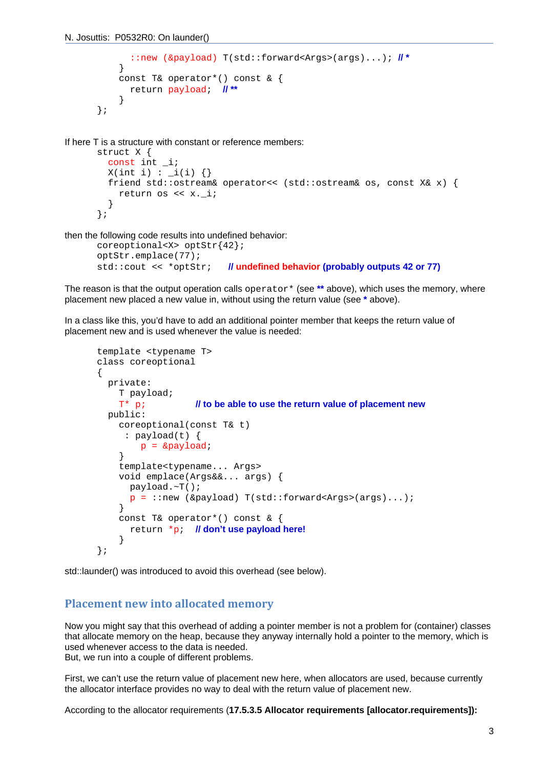```
      ::new (&payload) T(std::forward<Args>(args)...); // *
    }
    const T& operator*() const & {
      return payload;  // **
    }
};
```

If here T is a structure with constant or reference members:

```
struct X {
  const int _i;
  X(int i) : _i(i) {}
  friend std::ostream& operator<< (std::ostream& os, const X& x) {
    return os << x._i;
  }
};
```

then the following code results into undefined behavior:

```
coreoptional<X> optStr{42};
optStr.emplace(77);
std::cout << *optStr;    // undefined behavior (probably outputs 42 or 77)
```

The reason is that the output operation calls `operator*` (see ** above), which uses the memory, where placement new placed a new value in, without using the return value (see * above).

In a class like this, you'd have to add an additional pointer member that keeps the return value of placement new and is used whenever the value is needed:

```
template <typename T>
class coreoptional
{
  private:
    T payload;
    T* p;          // to be able to use the return value of placement new
  public:
    coreoptional(const T& t)
     : payload(t) {
       p = &payload;
    }
    template<typename... Args>
    void emplace(Args&&... args) {
      payload.~T();
      p = ::new (&payload) T(std::forward<Args>(args)...);
    }
    const T& operator*() const & {
      return *p;   // don't use payload here!
    }
};
```

std::launder() was introduced to avoid this overhead (see below).

## Placement new into allocated memory

Now you might say that this overhead of adding a pointer member is not a problem for (container) classes that allocate memory on the heap, because they anyway internally hold a pointer to the memory, which is used whenever access to the data is needed.
But, we run into a couple of different problems.

First, we can't use the return value of placement new here, when allocators are used, because currently the allocator interface provides no way to deal with the return value of placement new.

According to the allocator requirements (**17.5.3.5 Allocator requirements [allocator.requirements]):**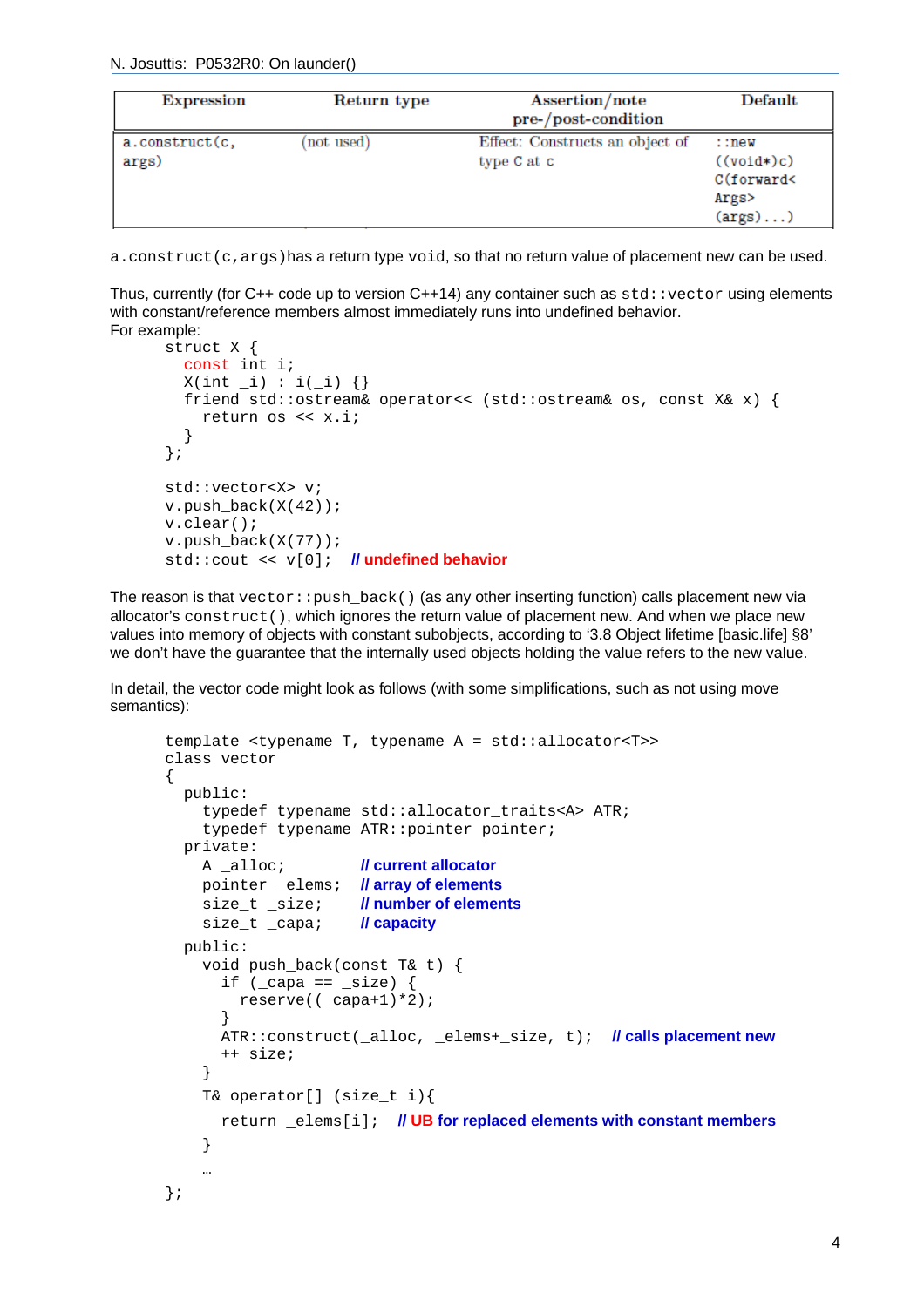| Expression | Return type | Assertion/note pre-/post-condition | Default |
| --- | --- | --- | --- |
| `a.construct(c, args)` | (not used) | Effect: Constructs an object of type C at c | `::new ((void*)c) C(forward< Args> (args)...)` |

`a.construct(c,args)` has a return type `void`, so that no return value of placement new can be used.

Thus, currently (for C++ code up to version C++14) any container such as `std::vector` using elements with constant/reference members almost immediately runs into undefined behavior.
For example:

```
struct X {
  const int i;
  X(int _i) : i(_i) {}
  friend std::ostream& operator<< (std::ostream& os, const X& x) {
    return os << x.i;
  }
};

std::vector<X> v;
v.push_back(X(42));
v.clear();
v.push_back(X(77));
std::cout << v[0];  // undefined behavior
```

The reason is that `vector::push_back()` (as any other inserting function) calls placement new via allocator's `construct()`, which ignores the return value of placement new. And when we place new values into memory of objects with constant subobjects, according to '3.8 Object lifetime [basic.life] §8' we don't have the guarantee that the internally used objects holding the value refers to the new value.

In detail, the vector code might look as follows (with some simplifications, such as not using move semantics):

```
template <typename T, typename A = std::allocator<T>>
class vector
{
  public:
    typedef typename std::allocator_traits<A> ATR;
    typedef typename ATR::pointer pointer;
  private:
    A _alloc;         // current allocator
    pointer _elems;   // array of elements
    size_t _size;     // number of elements
    size_t _capa;     // capacity
  public:
    void push_back(const T& t) {
      if (_capa == _size) {
        reserve((_capa+1)*2);
      }
      ATR::construct(_alloc, _elems+_size, t);   // calls placement new
      ++_size;
    }
    T& operator[] (size_t i){
      return _elems[i];   // UB for replaced elements with constant members
    }
    …
};
```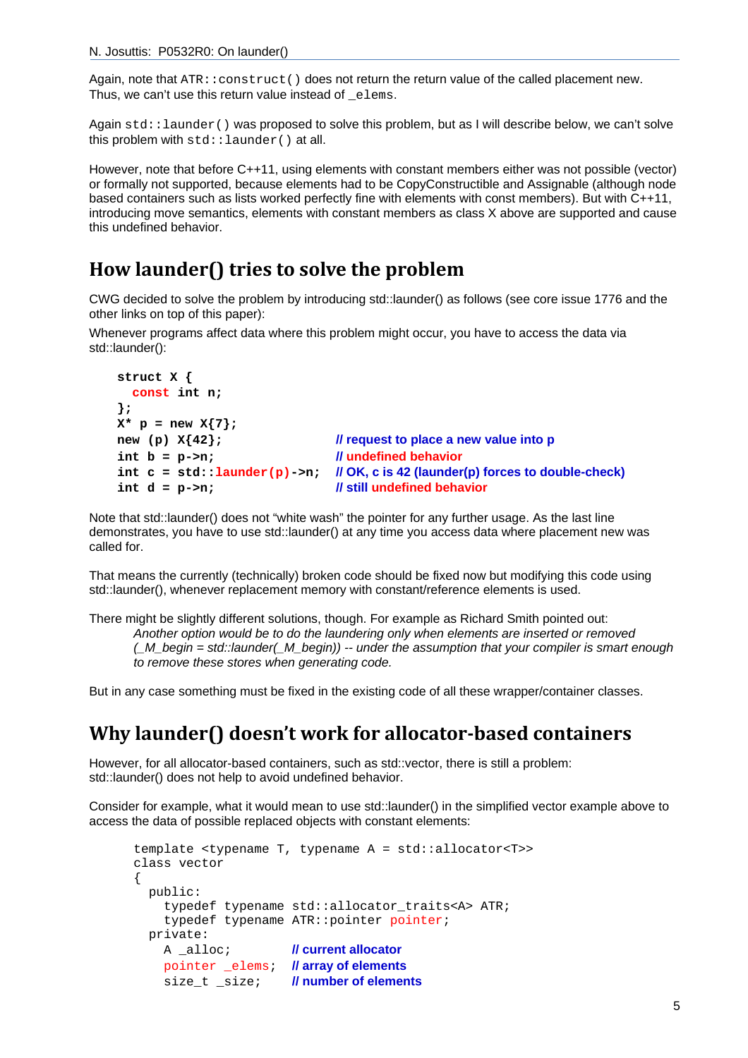Again, note that `ATR::construct()` does not return the return value of the called placement new. Thus, we can't use this return value instead of `_elems`.

Again `std::launder()` was proposed to solve this problem, but as I will describe below, we can't solve this problem with `std::launder()` at all.

However, note that before C++11, using elements with constant members either was not possible (vector) or formally not supported, because elements had to be CopyConstructible and Assignable (although node based containers such as lists worked perfectly fine with elements with const members). But with C++11, introducing move semantics, elements with constant members as class X above are supported and cause this undefined behavior.

## How launder() tries to solve the problem

CWG decided to solve the problem by introducing std::launder() as follows (see core issue 1776 and the other links on top of this paper):

Whenever programs affect data where this problem might occur, you have to access the data via std::launder():

```
struct X {
  const int n;
};
X* p = new X{7};
new (p) X{42};                  // request to place a new value into p
int b = p->n;                   // undefined behavior
int c = std::launder(p)->n;     // OK, c is 42 (launder(p) forces to double-check)
int d = p->n;                   // still undefined behavior
```

Note that std::launder() does not "white wash" the pointer for any further usage. As the last line demonstrates, you have to use std::launder() at any time you access data where placement new was called for.

That means the currently (technically) broken code should be fixed now but modifying this code using std::launder(), whenever replacement memory with constant/reference elements is used.

There might be slightly different solutions, though. For example as Richard Smith pointed out:

> *Another option would be to do the laundering only when elements are inserted or removed (_M_begin = std::launder(_M_begin)) -- under the assumption that your compiler is smart enough to remove these stores when generating code.*

But in any case something must be fixed in the existing code of all these wrapper/container classes.

## Why launder() doesn't work for allocator-based containers

However, for all allocator-based containers, such as std::vector, there is still a problem: std::launder() does not help to avoid undefined behavior.

Consider for example, what it would mean to use std::launder() in the simplified vector example above to access the data of possible replaced objects with constant elements:

```
template <typename T, typename A = std::allocator<T>>
class vector
{
  public:
    typedef typename std::allocator_traits<A> ATR;
    typedef typename ATR::pointer pointer;
  private:
    A _alloc;         // current allocator
    pointer _elems;   // array of elements
    size_t _size;     // number of elements
```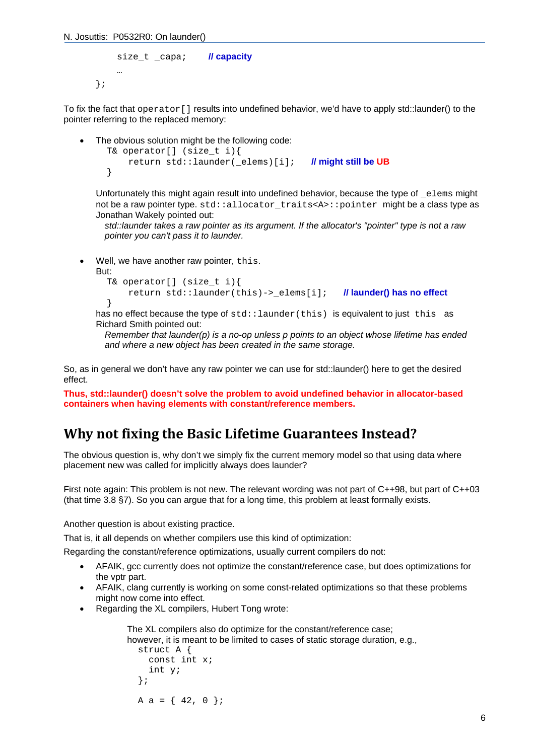```
    size_t _capa;      // capacity
    …
};
```

To fix the fact that `operator[]` results into undefined behavior, we'd have to apply std::launder() to the pointer referring to the replaced memory:

- The obvious solution might be the following code:
  ```
  T& operator[] (size_t i){
      return std::launder(_elems)[i];    // might still be UB
  }
  ```
  Unfortunately this might again result into undefined behavior, because the type of `_elems` might not be a raw pointer type. `std::allocator_traits<A>::pointer` might be a class type as Jonathan Wakely pointed out:

  *std::launder takes a raw pointer as its argument. If the allocator's "pointer" type is not a raw pointer you can't pass it to launder.*

- Well, we have another raw pointer, `this`.
  But:
  ```
  T& operator[] (size_t i){
      return std::launder(this)->_elems[i];    // launder() has no effect
  }
  ```
  has no effect because the type of `std::launder(this)` is equivalent to just `this` as Richard Smith pointed out:

  *Remember that launder(p) is a no-op unless p points to an object whose lifetime has ended and where a new object has been created in the same storage.*

So, as in general we don't have any raw pointer we can use for std::launder() here to get the desired effect.

**Thus, std::launder() doesn't solve the problem to avoid undefined behavior in allocator-based containers when having elements with constant/reference members.**

## Why not fixing the Basic Lifetime Guarantees Instead?

The obvious question is, why don't we simply fix the current memory model so that using data where placement new was called for implicitly always does launder?

First note again: This problem is not new. The relevant wording was not part of C++98, but part of C++03 (that time 3.8 §7). So you can argue that for a long time, this problem at least formally exists.

Another question is about existing practice.

That is, it all depends on whether compilers use this kind of optimization:

Regarding the constant/reference optimizations, usually current compilers do not:

- AFAIK, gcc currently does not optimize the constant/reference case, but does optimizations for the vptr part.
- AFAIK, clang currently is working on some const-related optimizations so that these problems might now come into effect.
- Regarding the XL compilers, Hubert Tong wrote:

  The XL compilers also do optimize for the constant/reference case; however, it is meant to be limited to cases of static storage duration, e.g.,
  ```
  struct A {
    const int x;
    int y;
  };

  A a = { 42, 0 };
  ```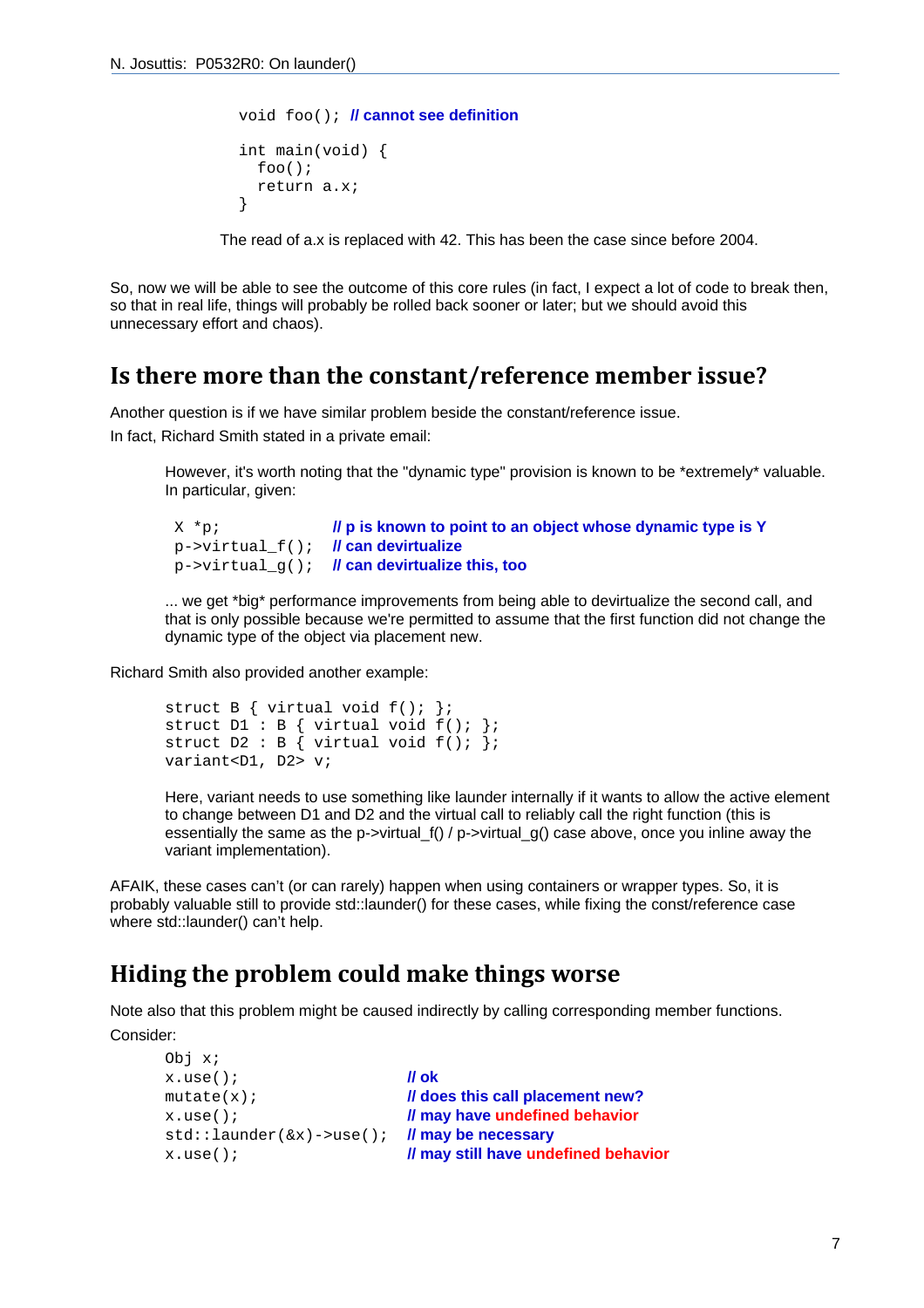```
void foo(); // cannot see definition

int main(void) {
  foo();
  return a.x;
}
```

The read of a.x is replaced with 42. This has been the case since before 2004.

So, now we will be able to see the outcome of this core rules (in fact, I expect a lot of code to break then, so that in real life, things will probably be rolled back sooner or later; but we should avoid this unnecessary effort and chaos).

## Is there more than the constant/reference member issue?

Another question is if we have similar problem beside the constant/reference issue.

In fact, Richard Smith stated in a private email:

> However, it's worth noting that the "dynamic type" provision is known to be *extremely* valuable. In particular, given:
>
> ```
> X *p;           // p is known to point to an object whose dynamic type is Y
> p->virtual_f(); // can devirtualize
> p->virtual_g(); // can devirtualize this, too
> ```
>
> ... we get *big* performance improvements from being able to devirtualize the second call, and that is only possible because we're permitted to assume that the first function did not change the dynamic type of the object via placement new.

Richard Smith also provided another example:

> ```
> struct B { virtual void f(); };
> struct D1 : B { virtual void f(); };
> struct D2 : B { virtual void f(); };
> variant<D1, D2> v;
> ```
>
> Here, variant needs to use something like launder internally if it wants to allow the active element to change between D1 and D2 and the virtual call to reliably call the right function (this is essentially the same as the p->virtual_f() / p->virtual_g() case above, once you inline away the variant implementation).

AFAIK, these cases can't (or can rarely) happen when using containers or wrapper types. So, it is probably valuable still to provide std::launder() for these cases, while fixing the const/reference case where std::launder() can't help.

## Hiding the problem could make things worse

Note also that this problem might be caused indirectly by calling corresponding member functions.

Consider:

```
Obj x;
x.use();                  // ok
mutate(x);                // does this call placement new?
x.use();                  // may have undefined behavior
std::launder(&x)->use();  // may be necessary
x.use();                  // may still have undefined behavior
```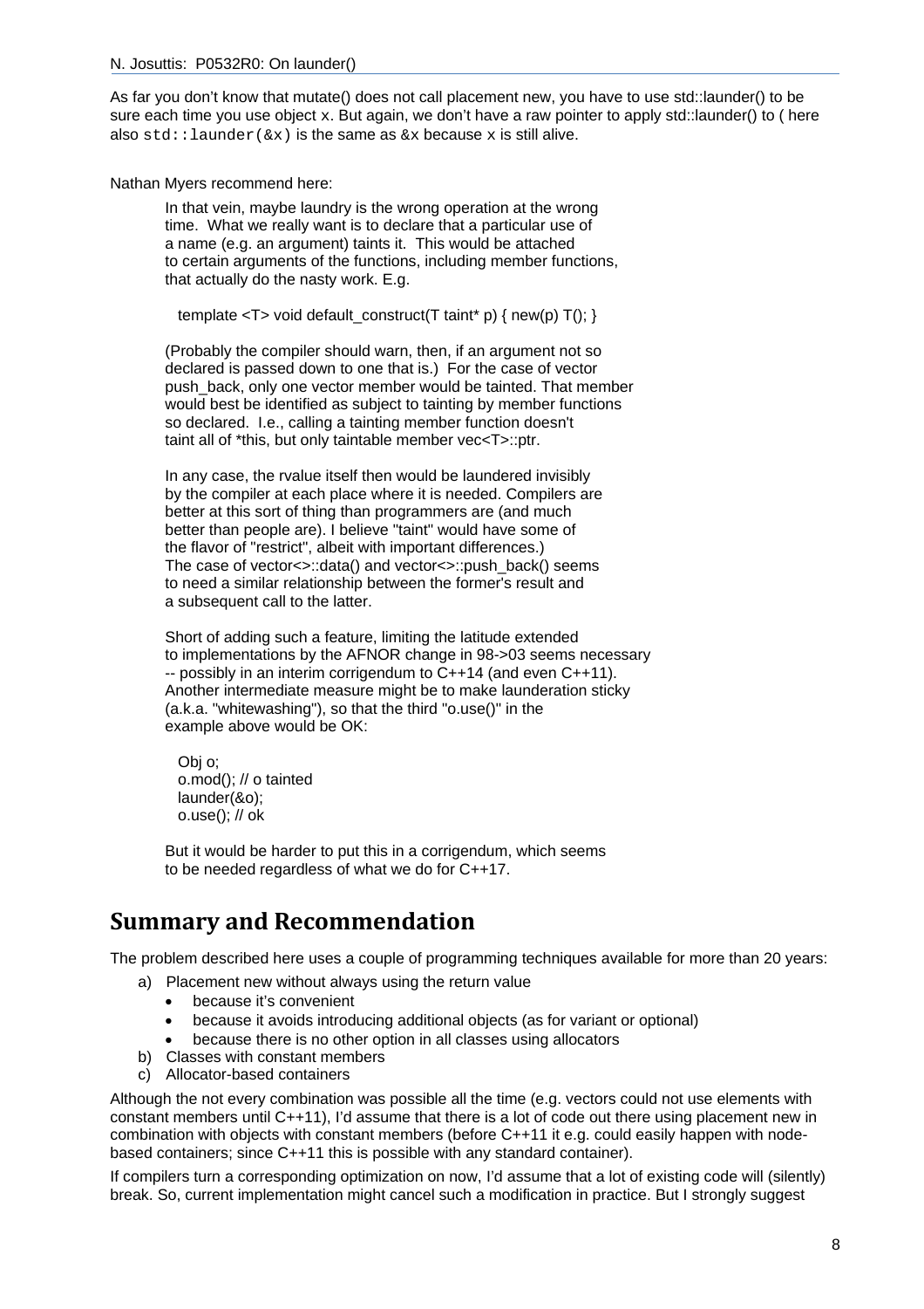As far you don't know that mutate() does not call placement new, you have to use std::launder() to be sure each time you use object x. But again, we don't have a raw pointer to apply std::launder() to ( here also `std::launder(&x)` is the same as &x because x is still alive.

Nathan Myers recommend here:

> In that vein, maybe laundry is the wrong operation at the wrong time. What we really want is to declare that a particular use of a name (e.g. an argument) taints it. This would be attached to certain arguments of the functions, including member functions, that actually do the nasty work. E.g.
>
> ```
> template <T> void default_construct(T taint* p) { new(p) T(); }
> ```
>
> (Probably the compiler should warn, then, if an argument not so declared is passed down to one that is.) For the case of vector push_back, only one vector member would be tainted. That member would best be identified as subject to tainting by member functions so declared. I.e., calling a tainting member function doesn't taint all of *this, but only taintable member vec<T>::ptr.
>
> In any case, the rvalue itself then would be laundered invisibly by the compiler at each place where it is needed. Compilers are better at this sort of thing than programmers are (and much better than people are). I believe "taint" would have some of the flavor of "restrict", albeit with important differences.) The case of vector<>::data() and vector<>::push_back() seems to need a similar relationship between the former's result and a subsequent call to the latter.
>
> Short of adding such a feature, limiting the latitude extended to implementations by the AFNOR change in 98->03 seems necessary -- possibly in an interim corrigendum to C++14 (and even C++11). Another intermediate measure might be to make launderation sticky (a.k.a. "whitewashing"), so that the third "o.use()" in the example above would be OK:
>
> ```
> Obj o;
> o.mod(); // o tainted
> launder(&o);
> o.use(); // ok
> ```
>
> But it would be harder to put this in a corrigendum, which seems to be needed regardless of what we do for C++17.

# Summary and Recommendation

The problem described here uses a couple of programming techniques available for more than 20 years:

a) Placement new without always using the return value
   - because it's convenient
   - because it avoids introducing additional objects (as for variant or optional)
   - because there is no other option in all classes using allocators
b) Classes with constant members
c) Allocator-based containers

Although the not every combination was possible all the time (e.g. vectors could not use elements with constant members until C++11), I'd assume that there is a lot of code out there using placement new in combination with objects with constant members (before C++11 it e.g. could easily happen with node-based containers; since C++11 this is possible with any standard container).

If compilers turn a corresponding optimization on now, I'd assume that a lot of existing code will (silently) break. So, current implementation might cancel such a modification in practice. But I strongly suggest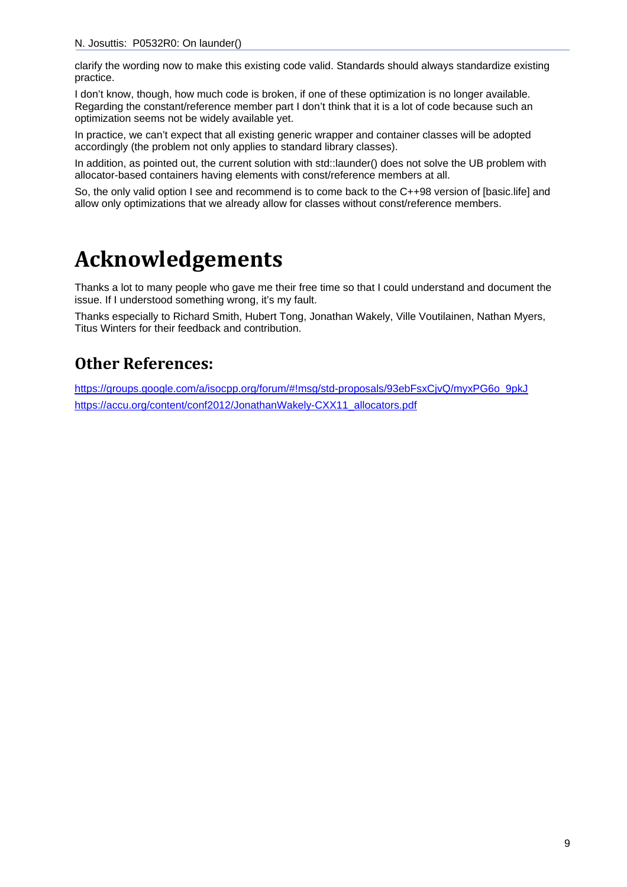clarify the wording now to make this existing code valid. Standards should always standardize existing practice.

I don't know, though, how much code is broken, if one of these optimization is no longer available. Regarding the constant/reference member part I don't think that it is a lot of code because such an optimization seems not be widely available yet.

In practice, we can't expect that all existing generic wrapper and container classes will be adopted accordingly (the problem not only applies to standard library classes).

In addition, as pointed out, the current solution with std::launder() does not solve the UB problem with allocator-based containers having elements with const/reference members at all.

So, the only valid option I see and recommend is to come back to the C++98 version of [basic.life] and allow only optimizations that we already allow for classes without const/reference members.

# Acknowledgements

Thanks a lot to many people who gave me their free time so that I could understand and document the issue. If I understood something wrong, it's my fault.

Thanks especially to Richard Smith, Hubert Tong, Jonathan Wakely, Ville Voutilainen, Nathan Myers, Titus Winters for their feedback and contribution.

## Other References:

https://groups.google.com/a/isocpp.org/forum/#!msg/std-proposals/93ebFsxCjvQ/myxPG6o_9pkJ
https://accu.org/content/conf2012/JonathanWakely-CXX11_allocators.pdf